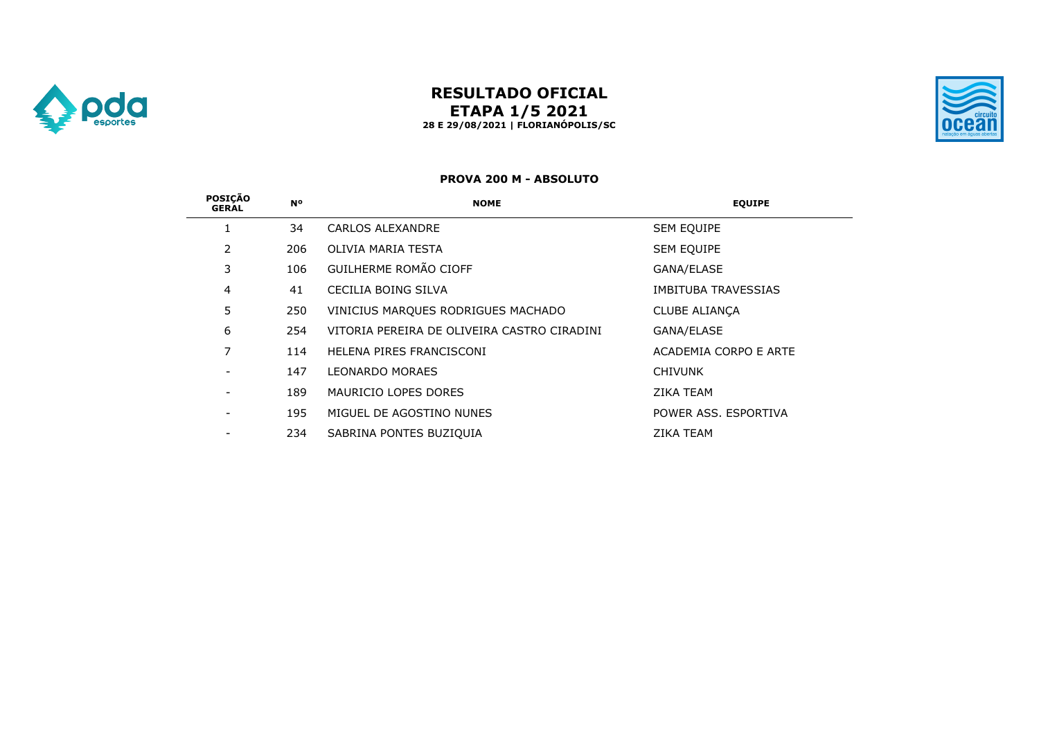# RESULTADO OFICIAL
## ETAPA 1/5 2021
**28 E 29/08/2021 | FLORIANÓPOLIS/SC**

### PROVA 200 M - ABSOLUTO

| POSIÇÃO GERAL | Nº | NOME | EQUIPE |
|---|---|---|---|
| 1 | 34 | CARLOS ALEXANDRE | SEM EQUIPE |
| 2 | 206 | OLIVIA MARIA TESTA | SEM EQUIPE |
| 3 | 106 | GUILHERME ROMÃO CIOFF | GANA/ELASE |
| 4 | 41 | CECILIA BOING SILVA | IMBITUBA TRAVESSIAS |
| 5 | 250 | VINICIUS MARQUES RODRIGUES MACHADO | CLUBE ALIANÇA |
| 6 | 254 | VITORIA PEREIRA DE OLIVEIRA CASTRO CIRADINI | GANA/ELASE |
| 7 | 114 | HELENA PIRES FRANCISCONI | ACADEMIA CORPO E ARTE |
| - | 147 | LEONARDO MORAES | CHIVUNK |
| - | 189 | MAURICIO LOPES DORES | ZIKA TEAM |
| - | 195 | MIGUEL DE AGOSTINO NUNES | POWER ASS. ESPORTIVA |
| - | 234 | SABRINA PONTES BUZIQUIA | ZIKA TEAM |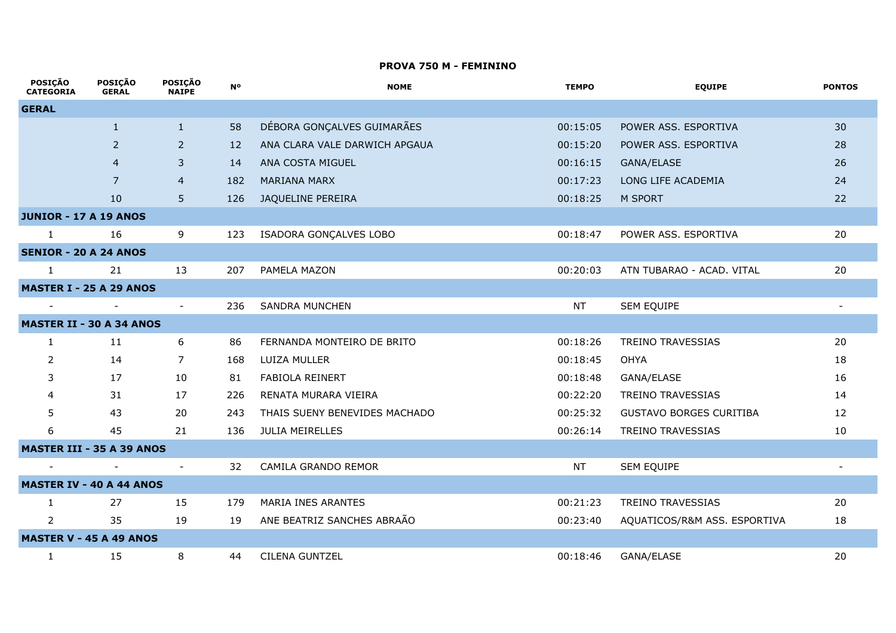## PROVA 750 M - FEMININO

| POSIÇÃO CATEGORIA | POSIÇÃO GERAL | POSIÇÃO NAIPE | Nº | NOME | TEMPO | EQUIPE | PONTOS |
|---|---|---|---|---|---|---|---|
| **GERAL** | | | | | | | |
| | 1 | 1 | 58 | DÉBORA GONÇALVES GUIMARÃES | 00:15:05 | POWER ASS. ESPORTIVA | 30 |
| | 2 | 2 | 12 | ANA CLARA VALE DARWICH APGAUA | 00:15:20 | POWER ASS. ESPORTIVA | 28 |
| | 4 | 3 | 14 | ANA COSTA MIGUEL | 00:16:15 | GANA/ELASE | 26 |
| | 7 | 4 | 182 | MARIANA MARX | 00:17:23 | LONG LIFE ACADEMIA | 24 |
| | 10 | 5 | 126 | JAQUELINE PEREIRA | 00:18:25 | M SPORT | 22 |
| **JUNIOR - 17 A 19 ANOS** | | | | | | | |
| 1 | 16 | 9 | 123 | ISADORA GONÇALVES LOBO | 00:18:47 | POWER ASS. ESPORTIVA | 20 |
| **SENIOR - 20 A 24 ANOS** | | | | | | | |
| 1 | 21 | 13 | 207 | PAMELA MAZON | 00:20:03 | ATN TUBARAO - ACAD. VITAL | 20 |
| **MASTER I - 25 A 29 ANOS** | | | | | | | |
| - | - | - | 236 | SANDRA MUNCHEN | NT | SEM EQUIPE | - |
| **MASTER II - 30 A 34 ANOS** | | | | | | | |
| 1 | 11 | 6 | 86 | FERNANDA MONTEIRO DE BRITO | 00:18:26 | TREINO TRAVESSIAS | 20 |
| 2 | 14 | 7 | 168 | LUIZA MULLER | 00:18:45 | OHYA | 18 |
| 3 | 17 | 10 | 81 | FABIOLA REINERT | 00:18:48 | GANA/ELASE | 16 |
| 4 | 31 | 17 | 226 | RENATA MURARA VIEIRA | 00:22:20 | TREINO TRAVESSIAS | 14 |
| 5 | 43 | 20 | 243 | THAIS SUENY BENEVIDES MACHADO | 00:25:32 | GUSTAVO BORGES CURITIBA | 12 |
| 6 | 45 | 21 | 136 | JULIA MEIRELLES | 00:26:14 | TREINO TRAVESSIAS | 10 |
| **MASTER III - 35 A 39 ANOS** | | | | | | | |
| - | - | - | 32 | CAMILA GRANDO REMOR | NT | SEM EQUIPE | - |
| **MASTER IV - 40 A 44 ANOS** | | | | | | | |
| 1 | 27 | 15 | 179 | MARIA INES ARANTES | 00:21:23 | TREINO TRAVESSIAS | 20 |
| 2 | 35 | 19 | 19 | ANE BEATRIZ SANCHES ABRAÃO | 00:23:40 | AQUATICOS/R&M ASS. ESPORTIVA | 18 |
| **MASTER V - 45 A 49 ANOS** | | | | | | | |
| 1 | 15 | 8 | 44 | CILENA GUNTZEL | 00:18:46 | GANA/ELASE | 20 |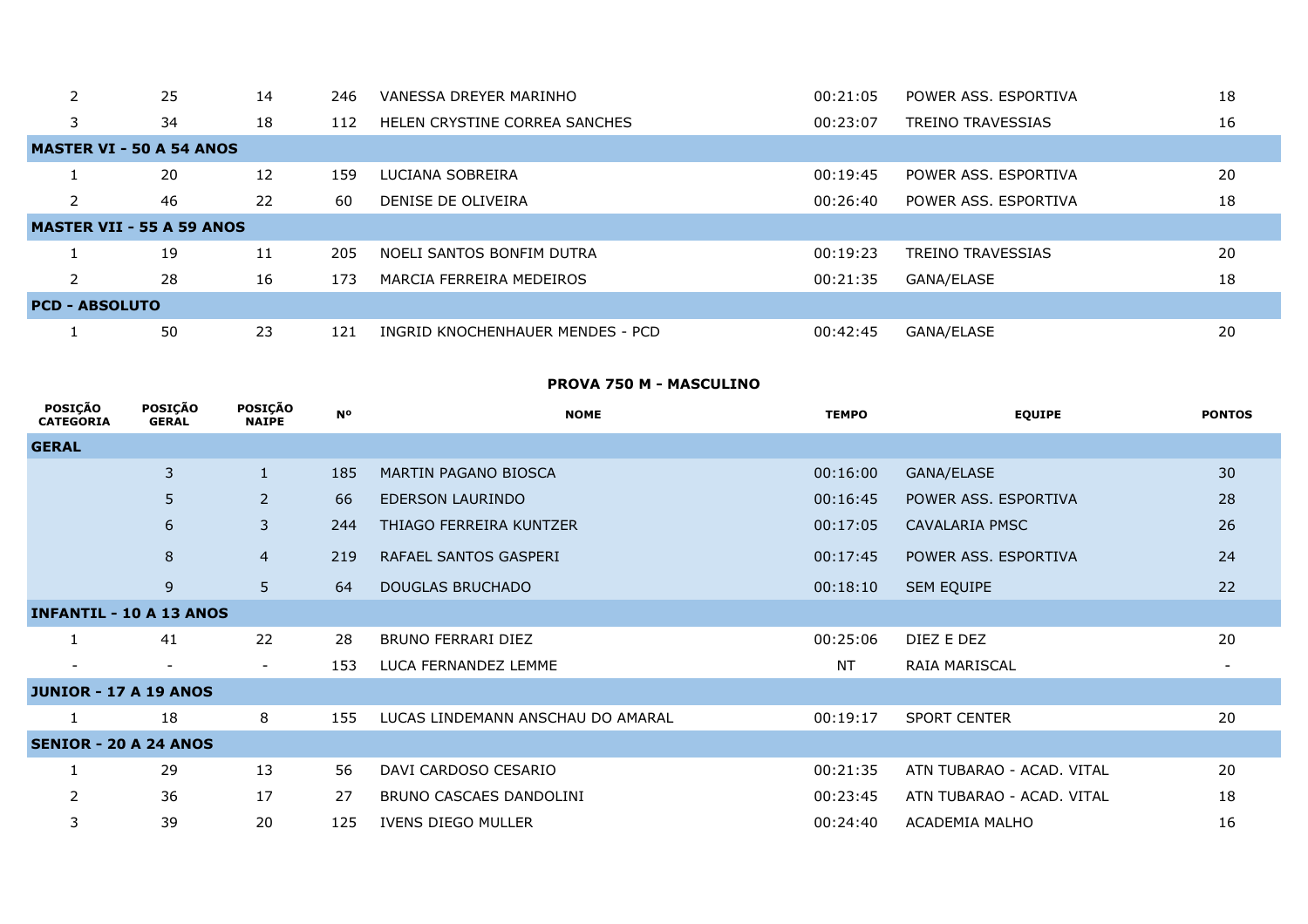| | | | | | | | |
|---|---|---|---|---|---|---|---|
| 2 | 25 | 14 | 246 | VANESSA DREYER MARINHO | 00:21:05 | POWER ASS. ESPORTIVA | 18 |
| 3 | 34 | 18 | 112 | HELEN CRYSTINE CORREA SANCHES | 00:23:07 | TREINO TRAVESSIAS | 16 |
| **MASTER VI - 50 A 54 ANOS** | | | | | | | |
| 1 | 20 | 12 | 159 | LUCIANA SOBREIRA | 00:19:45 | POWER ASS. ESPORTIVA | 20 |
| 2 | 46 | 22 | 60 | DENISE DE OLIVEIRA | 00:26:40 | POWER ASS. ESPORTIVA | 18 |
| **MASTER VII - 55 A 59 ANOS** | | | | | | | |
| 1 | 19 | 11 | 205 | NOELI SANTOS BONFIM DUTRA | 00:19:23 | TREINO TRAVESSIAS | 20 |
| 2 | 28 | 16 | 173 | MARCIA FERREIRA MEDEIROS | 00:21:35 | GANA/ELASE | 18 |
| **PCD - ABSOLUTO** | | | | | | | |
| 1 | 50 | 23 | 121 | INGRID KNOCHENHAUER MENDES - PCD | 00:42:45 | GANA/ELASE | 20 |

## PROVA 750 M - MASCULINO

| POSIÇÃO CATEGORIA | POSIÇÃO GERAL | POSIÇÃO NAIPE | Nº | NOME | TEMPO | EQUIPE | PONTOS |
|---|---|---|---|---|---|---|---|
| **GERAL** | | | | | | | |
| | 3 | 1 | 185 | MARTIN PAGANO BIOSCA | 00:16:00 | GANA/ELASE | 30 |
| | 5 | 2 | 66 | EDERSON LAURINDO | 00:16:45 | POWER ASS. ESPORTIVA | 28 |
| | 6 | 3 | 244 | THIAGO FERREIRA KUNTZER | 00:17:05 | CAVALARIA PMSC | 26 |
| | 8 | 4 | 219 | RAFAEL SANTOS GASPERI | 00:17:45 | POWER ASS. ESPORTIVA | 24 |
| | 9 | 5 | 64 | DOUGLAS BRUCHADO | 00:18:10 | SEM EQUIPE | 22 |
| **INFANTIL - 10 A 13 ANOS** | | | | | | | |
| 1 | 41 | 22 | 28 | BRUNO FERRARI DIEZ | 00:25:06 | DIEZ E DEZ | 20 |
| - | - | - | 153 | LUCA FERNANDEZ LEMME | NT | RAIA MARISCAL | - |
| **JUNIOR - 17 A 19 ANOS** | | | | | | | |
| 1 | 18 | 8 | 155 | LUCAS LINDEMANN ANSCHAU DO AMARAL | 00:19:17 | SPORT CENTER | 20 |
| **SENIOR - 20 A 24 ANOS** | | | | | | | |
| 1 | 29 | 13 | 56 | DAVI CARDOSO CESARIO | 00:21:35 | ATN TUBARAO - ACAD. VITAL | 20 |
| 2 | 36 | 17 | 27 | BRUNO CASCAES DANDOLINI | 00:23:45 | ATN TUBARAO - ACAD. VITAL | 18 |
| 3 | 39 | 20 | 125 | IVENS DIEGO MULLER | 00:24:40 | ACADEMIA MALHO | 16 |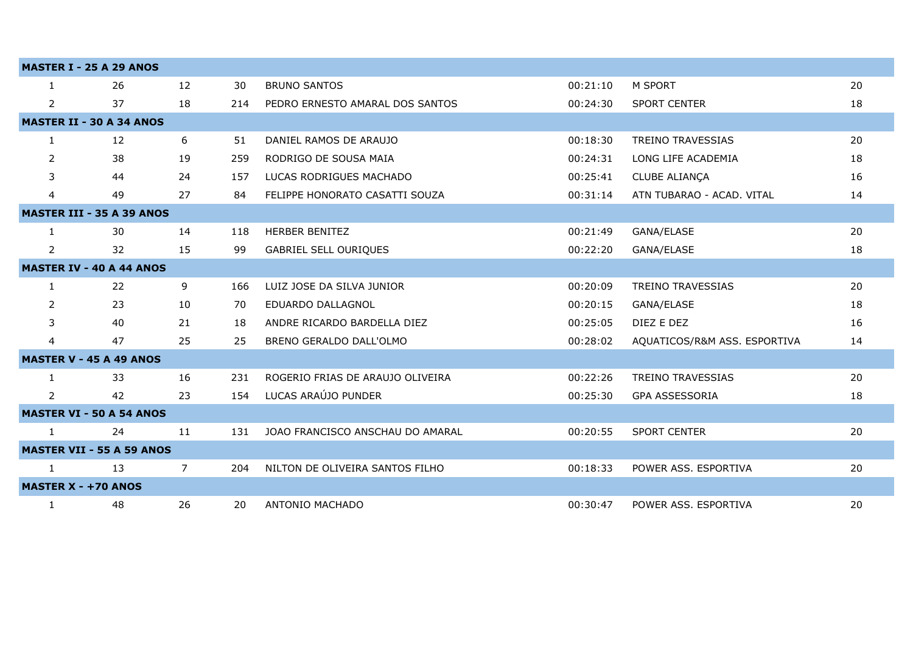| | | | | | | | |
|---|---|---|---|---|---|---|---|
| **MASTER I - 25 A 29 ANOS** | | | | | | | |
| 1 | 26 | 12 | 30 | BRUNO SANTOS | 00:21:10 | M SPORT | 20 |
| 2 | 37 | 18 | 214 | PEDRO ERNESTO AMARAL DOS SANTOS | 00:24:30 | SPORT CENTER | 18 |
| **MASTER II - 30 A 34 ANOS** | | | | | | | |
| 1 | 12 | 6 | 51 | DANIEL RAMOS DE ARAUJO | 00:18:30 | TREINO TRAVESSIAS | 20 |
| 2 | 38 | 19 | 259 | RODRIGO DE SOUSA MAIA | 00:24:31 | LONG LIFE ACADEMIA | 18 |
| 3 | 44 | 24 | 157 | LUCAS RODRIGUES MACHADO | 00:25:41 | CLUBE ALIANÇA | 16 |
| 4 | 49 | 27 | 84 | FELIPPE HONORATO CASATTI SOUZA | 00:31:14 | ATN TUBARAO - ACAD. VITAL | 14 |
| **MASTER III - 35 A 39 ANOS** | | | | | | | |
| 1 | 30 | 14 | 118 | HERBER BENITEZ | 00:21:49 | GANA/ELASE | 20 |
| 2 | 32 | 15 | 99 | GABRIEL SELL OURIQUES | 00:22:20 | GANA/ELASE | 18 |
| **MASTER IV - 40 A 44 ANOS** | | | | | | | |
| 1 | 22 | 9 | 166 | LUIZ JOSE DA SILVA JUNIOR | 00:20:09 | TREINO TRAVESSIAS | 20 |
| 2 | 23 | 10 | 70 | EDUARDO DALLAGNOL | 00:20:15 | GANA/ELASE | 18 |
| 3 | 40 | 21 | 18 | ANDRE RICARDO BARDELLA DIEZ | 00:25:05 | DIEZ E DEZ | 16 |
| 4 | 47 | 25 | 25 | BRENO GERALDO DALL'OLMO | 00:28:02 | AQUATICOS/R&M ASS. ESPORTIVA | 14 |
| **MASTER V - 45 A 49 ANOS** | | | | | | | |
| 1 | 33 | 16 | 231 | ROGERIO FRIAS DE ARAUJO OLIVEIRA | 00:22:26 | TREINO TRAVESSIAS | 20 |
| 2 | 42 | 23 | 154 | LUCAS ARAÚJO PUNDER | 00:25:30 | GPA ASSESSORIA | 18 |
| **MASTER VI - 50 A 54 ANOS** | | | | | | | |
| 1 | 24 | 11 | 131 | JOAO FRANCISCO ANSCHAU DO AMARAL | 00:20:55 | SPORT CENTER | 20 |
| **MASTER VII - 55 A 59 ANOS** | | | | | | | |
| 1 | 13 | 7 | 204 | NILTON DE OLIVEIRA SANTOS FILHO | 00:18:33 | POWER ASS. ESPORTIVA | 20 |
| **MASTER X - +70 ANOS** | | | | | | | |
| 1 | 48 | 26 | 20 | ANTONIO MACHADO | 00:30:47 | POWER ASS. ESPORTIVA | 20 |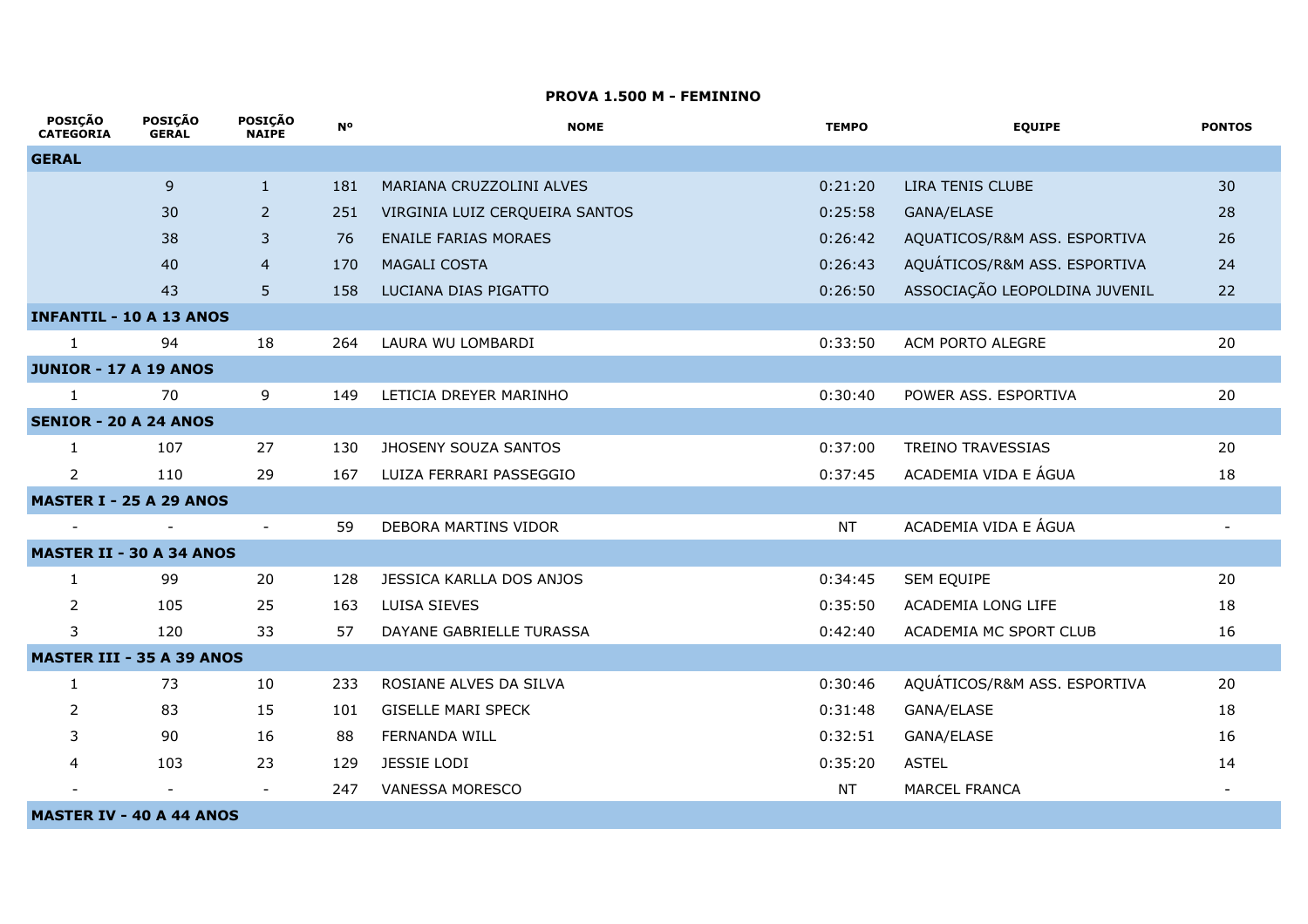**PROVA 1.500 M - FEMININO**

| POSIÇÃO CATEGORIA | POSIÇÃO GERAL | POSIÇÃO NAIPE | Nº | NOME | TEMPO | EQUIPE | PONTOS |
|---|---|---|---|---|---|---|---|
| **GERAL** | | | | | | | |
| | 9 | 1 | 181 | MARIANA CRUZZOLINI ALVES | 0:21:20 | LIRA TENIS CLUBE | 30 |
| | 30 | 2 | 251 | VIRGINIA LUIZ CERQUEIRA SANTOS | 0:25:58 | GANA/ELASE | 28 |
| | 38 | 3 | 76 | ENAILE FARIAS MORAES | 0:26:42 | AQUATICOS/R&M ASS. ESPORTIVA | 26 |
| | 40 | 4 | 170 | MAGALI COSTA | 0:26:43 | AQUÁTICOS/R&M ASS. ESPORTIVA | 24 |
| | 43 | 5 | 158 | LUCIANA DIAS PIGATTO | 0:26:50 | ASSOCIAÇÃO LEOPOLDINA JUVENIL | 22 |
| **INFANTIL - 10 A 13 ANOS** | | | | | | | |
| 1 | 94 | 18 | 264 | LAURA WU LOMBARDI | 0:33:50 | ACM PORTO ALEGRE | 20 |
| **JUNIOR - 17 A 19 ANOS** | | | | | | | |
| 1 | 70 | 9 | 149 | LETICIA DREYER MARINHO | 0:30:40 | POWER ASS. ESPORTIVA | 20 |
| **SENIOR - 20 A 24 ANOS** | | | | | | | |
| 1 | 107 | 27 | 130 | JHOSENY SOUZA SANTOS | 0:37:00 | TREINO TRAVESSIAS | 20 |
| 2 | 110 | 29 | 167 | LUIZA FERRARI PASSEGGIO | 0:37:45 | ACADEMIA VIDA E ÁGUA | 18 |
| **MASTER I - 25 A 29 ANOS** | | | | | | | |
| - | - | - | 59 | DEBORA MARTINS VIDOR | NT | ACADEMIA VIDA E ÁGUA | - |
| **MASTER II - 30 A 34 ANOS** | | | | | | | |
| 1 | 99 | 20 | 128 | JESSICA KARLLA DOS ANJOS | 0:34:45 | SEM EQUIPE | 20 |
| 2 | 105 | 25 | 163 | LUISA SIEVES | 0:35:50 | ACADEMIA LONG LIFE | 18 |
| 3 | 120 | 33 | 57 | DAYANE GABRIELLE TURASSA | 0:42:40 | ACADEMIA MC SPORT CLUB | 16 |
| **MASTER III - 35 A 39 ANOS** | | | | | | | |
| 1 | 73 | 10 | 233 | ROSIANE ALVES DA SILVA | 0:30:46 | AQUÁTICOS/R&M ASS. ESPORTIVA | 20 |
| 2 | 83 | 15 | 101 | GISELLE MARI SPECK | 0:31:48 | GANA/ELASE | 18 |
| 3 | 90 | 16 | 88 | FERNANDA WILL | 0:32:51 | GANA/ELASE | 16 |
| 4 | 103 | 23 | 129 | JESSIE LODI | 0:35:20 | ASTEL | 14 |
| - | - | - | 247 | VANESSA MORESCO | NT | MARCEL FRANCA | - |
| **MASTER IV - 40 A 44 ANOS** | | | | | | | |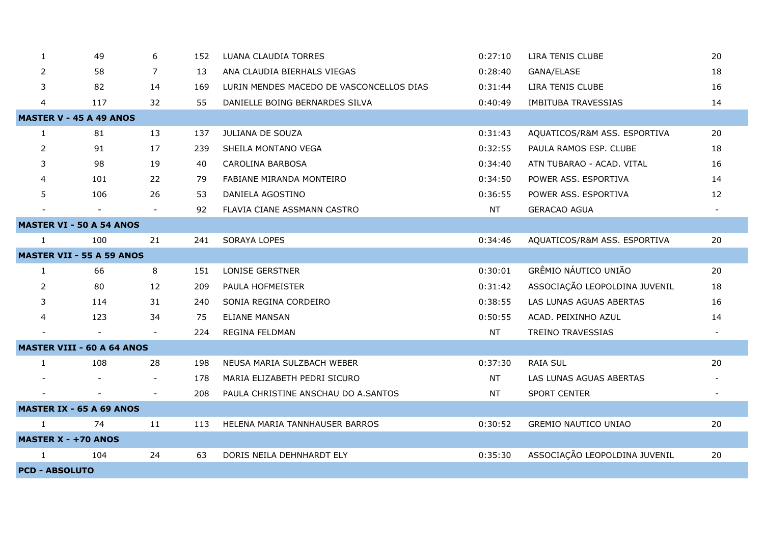| | | | | | | | |
|---|---|---|---|---|---|---|---|
| 1 | 49 | 6 | 152 | LUANA CLAUDIA TORRES | 0:27:10 | LIRA TENIS CLUBE | 20 |
| 2 | 58 | 7 | 13 | ANA CLAUDIA BIERHALS VIEGAS | 0:28:40 | GANA/ELASE | 18 |
| 3 | 82 | 14 | 169 | LURIN MENDES MACEDO DE VASCONCELLOS DIAS | 0:31:44 | LIRA TENIS CLUBE | 16 |
| 4 | 117 | 32 | 55 | DANIELLE BOING BERNARDES SILVA | 0:40:49 | IMBITUBA TRAVESSIAS | 14 |
| **MASTER V - 45 A 49 ANOS** | | | | | | | |
| 1 | 81 | 13 | 137 | JULIANA DE SOUZA | 0:31:43 | AQUATICOS/R&M ASS. ESPORTIVA | 20 |
| 2 | 91 | 17 | 239 | SHEILA MONTANO VEGA | 0:32:55 | PAULA RAMOS ESP. CLUBE | 18 |
| 3 | 98 | 19 | 40 | CAROLINA BARBOSA | 0:34:40 | ATN TUBARAO - ACAD. VITAL | 16 |
| 4 | 101 | 22 | 79 | FABIANE MIRANDA MONTEIRO | 0:34:50 | POWER ASS. ESPORTIVA | 14 |
| 5 | 106 | 26 | 53 | DANIELA AGOSTINO | 0:36:55 | POWER ASS. ESPORTIVA | 12 |
| - | - | - | 92 | FLAVIA CIANE ASSMANN CASTRO | NT | GERACAO AGUA | - |
| **MASTER VI - 50 A 54 ANOS** | | | | | | | |
| 1 | 100 | 21 | 241 | SORAYA LOPES | 0:34:46 | AQUATICOS/R&M ASS. ESPORTIVA | 20 |
| **MASTER VII - 55 A 59 ANOS** | | | | | | | |
| 1 | 66 | 8 | 151 | LONISE GERSTNER | 0:30:01 | GRÊMIO NÁUTICO UNIÃO | 20 |
| 2 | 80 | 12 | 209 | PAULA HOFMEISTER | 0:31:42 | ASSOCIAÇÃO LEOPOLDINA JUVENIL | 18 |
| 3 | 114 | 31 | 240 | SONIA REGINA CORDEIRO | 0:38:55 | LAS LUNAS AGUAS ABERTAS | 16 |
| 4 | 123 | 34 | 75 | ELIANE MANSAN | 0:50:55 | ACAD. PEIXINHO AZUL | 14 |
| - | - | - | 224 | REGINA FELDMAN | NT | TREINO TRAVESSIAS | - |
| **MASTER VIII - 60 A 64 ANOS** | | | | | | | |
| 1 | 108 | 28 | 198 | NEUSA MARIA SULZBACH WEBER | 0:37:30 | RAIA SUL | 20 |
| - | - | - | 178 | MARIA ELIZABETH PEDRI SICURO | NT | LAS LUNAS AGUAS ABERTAS | - |
| - | - | - | 208 | PAULA CHRISTINE ANSCHAU DO A.SANTOS | NT | SPORT CENTER | - |
| **MASTER IX - 65 A 69 ANOS** | | | | | | | |
| 1 | 74 | 11 | 113 | HELENA MARIA TANNHAUSER BARROS | 0:30:52 | GREMIO NAUTICO UNIAO | 20 |
| **MASTER X - +70 ANOS** | | | | | | | |
| 1 | 104 | 24 | 63 | DORIS NEILA DEHNHARDT ELY | 0:35:30 | ASSOCIAÇÃO LEOPOLDINA JUVENIL | 20 |
| **PCD - ABSOLUTO** | | | | | | | |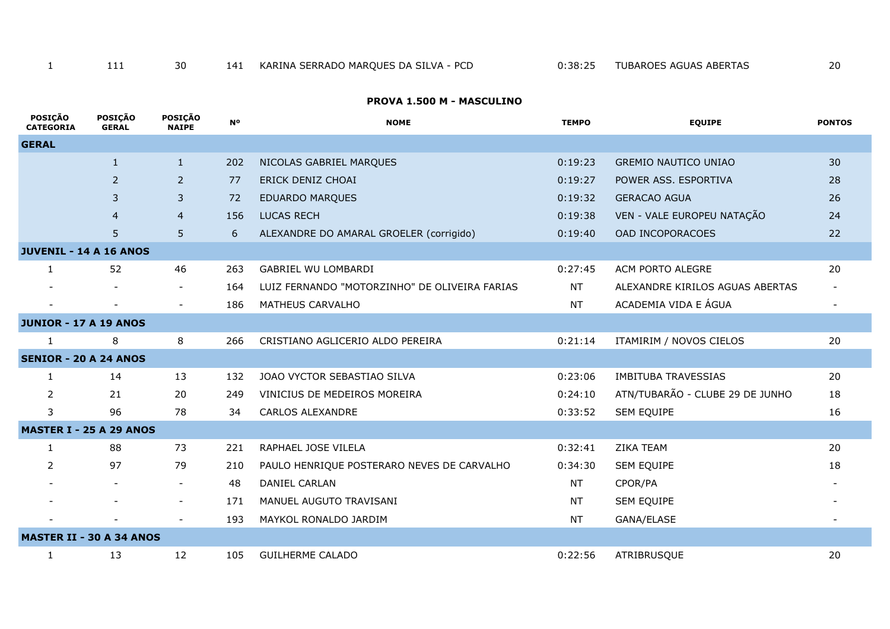| | | | | | | | |
|---|---|---|---|---|---|---|---|
| 1 | 111 | 30 | 141 | KARINA SERRADO MARQUES DA SILVA - PCD | 0:38:25 | TUBAROES AGUAS ABERTAS | 20 |

## PROVA 1.500 M - MASCULINO

| POSIÇÃO CATEGORIA | POSIÇÃO GERAL | POSIÇÃO NAIPE | Nº | NOME | TEMPO | EQUIPE | PONTOS |
|---|---|---|---|---|---|---|---|
| **GERAL** | | | | | | | |
| | 1 | 1 | 202 | NICOLAS GABRIEL MARQUES | 0:19:23 | GREMIO NAUTICO UNIAO | 30 |
| | 2 | 2 | 77 | ERICK DENIZ CHOAI | 0:19:27 | POWER ASS. ESPORTIVA | 28 |
| | 3 | 3 | 72 | EDUARDO MARQUES | 0:19:32 | GERACAO AGUA | 26 |
| | 4 | 4 | 156 | LUCAS RECH | 0:19:38 | VEN - VALE EUROPEU NATAÇÃO | 24 |
| | 5 | 5 | 6 | ALEXANDRE DO AMARAL GROELER (corrigido) | 0:19:40 | OAD INCOPORACOES | 22 |
| **JUVENIL - 14 A 16 ANOS** | | | | | | | |
| 1 | 52 | 46 | 263 | GABRIEL WU LOMBARDI | 0:27:45 | ACM PORTO ALEGRE | 20 |
| - | - | - | 164 | LUIZ FERNANDO "MOTORZINHO" DE OLIVEIRA FARIAS | NT | ALEXANDRE KIRILOS AGUAS ABERTAS | - |
| - | - | - | 186 | MATHEUS CARVALHO | NT | ACADEMIA VIDA E ÁGUA | - |
| **JUNIOR - 17 A 19 ANOS** | | | | | | | |
| 1 | 8 | 8 | 266 | CRISTIANO AGLICERIO ALDO PEREIRA | 0:21:14 | ITAMIRIM / NOVOS CIELOS | 20 |
| **SENIOR - 20 A 24 ANOS** | | | | | | | |
| 1 | 14 | 13 | 132 | JOAO VYCTOR SEBASTIAO SILVA | 0:23:06 | IMBITUBA TRAVESSIAS | 20 |
| 2 | 21 | 20 | 249 | VINICIUS DE MEDEIROS MOREIRA | 0:24:10 | ATN/TUBARÃO - CLUBE 29 DE JUNHO | 18 |
| 3 | 96 | 78 | 34 | CARLOS ALEXANDRE | 0:33:52 | SEM EQUIPE | 16 |
| **MASTER I - 25 A 29 ANOS** | | | | | | | |
| 1 | 88 | 73 | 221 | RAPHAEL JOSE VILELA | 0:32:41 | ZIKA TEAM | 20 |
| 2 | 97 | 79 | 210 | PAULO HENRIQUE POSTERARO NEVES DE CARVALHO | 0:34:30 | SEM EQUIPE | 18 |
| - | - | - | 48 | DANIEL CARLAN | NT | CPOR/PA | - |
| - | - | - | 171 | MANUEL AUGUTO TRAVISANI | NT | SEM EQUIPE | - |
| - | - | - | 193 | MAYKOL RONALDO JARDIM | NT | GANA/ELASE | - |
| **MASTER II - 30 A 34 ANOS** | | | | | | | |
| 1 | 13 | 12 | 105 | GUILHERME CALADO | 0:22:56 | ATRIBRUSQUE | 20 |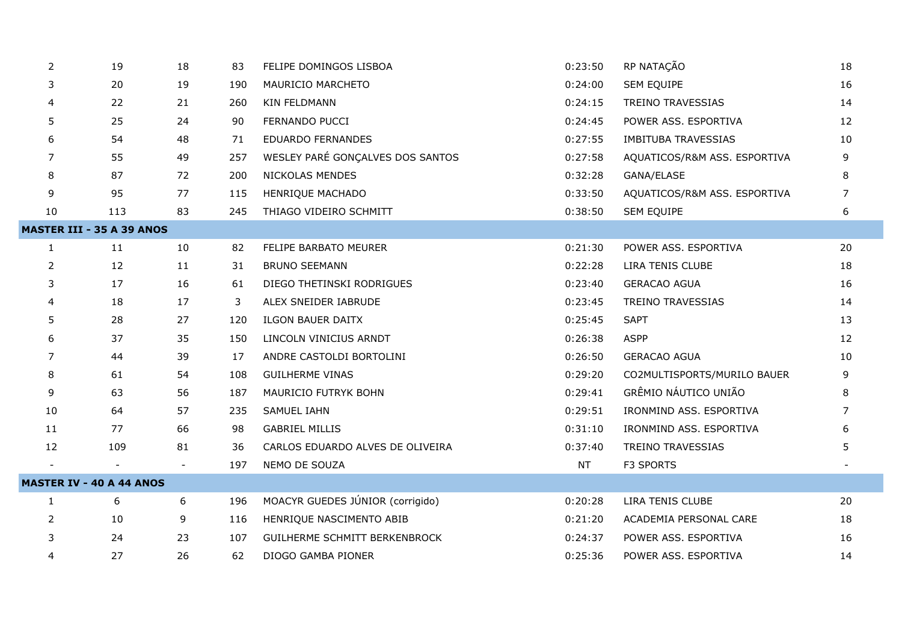| | | | | | | | |
|---|---|---|---|---|---|---|---|
| 2 | 19 | 18 | 83 | FELIPE DOMINGOS LISBOA | 0:23:50 | RP NATAÇÃO | 18 |
| 3 | 20 | 19 | 190 | MAURICIO MARCHETO | 0:24:00 | SEM EQUIPE | 16 |
| 4 | 22 | 21 | 260 | KIN FELDMANN | 0:24:15 | TREINO TRAVESSIAS | 14 |
| 5 | 25 | 24 | 90 | FERNANDO PUCCI | 0:24:45 | POWER ASS. ESPORTIVA | 12 |
| 6 | 54 | 48 | 71 | EDUARDO FERNANDES | 0:27:55 | IMBITUBA TRAVESSIAS | 10 |
| 7 | 55 | 49 | 257 | WESLEY PARÉ GONÇALVES DOS SANTOS | 0:27:58 | AQUATICOS/R&M ASS. ESPORTIVA | 9 |
| 8 | 87 | 72 | 200 | NICKOLAS MENDES | 0:32:28 | GANA/ELASE | 8 |
| 9 | 95 | 77 | 115 | HENRIQUE MACHADO | 0:33:50 | AQUATICOS/R&M ASS. ESPORTIVA | 7 |
| 10 | 113 | 83 | 245 | THIAGO VIDEIRO SCHMITT | 0:38:50 | SEM EQUIPE | 6 |
| **MASTER III - 35 A 39 ANOS** | | | | | | | |
| 1 | 11 | 10 | 82 | FELIPE BARBATO MEURER | 0:21:30 | POWER ASS. ESPORTIVA | 20 |
| 2 | 12 | 11 | 31 | BRUNO SEEMANN | 0:22:28 | LIRA TENIS CLUBE | 18 |
| 3 | 17 | 16 | 61 | DIEGO THETINSKI RODRIGUES | 0:23:40 | GERACAO AGUA | 16 |
| 4 | 18 | 17 | 3 | ALEX SNEIDER IABRUDE | 0:23:45 | TREINO TRAVESSIAS | 14 |
| 5 | 28 | 27 | 120 | ILGON BAUER DAITX | 0:25:45 | SAPT | 13 |
| 6 | 37 | 35 | 150 | LINCOLN VINICIUS ARNDT | 0:26:38 | ASPP | 12 |
| 7 | 44 | 39 | 17 | ANDRE CASTOLDI BORTOLINI | 0:26:50 | GERACAO AGUA | 10 |
| 8 | 61 | 54 | 108 | GUILHERME VINAS | 0:29:20 | CO2MULTISPORTS/MURILO BAUER | 9 |
| 9 | 63 | 56 | 187 | MAURICIO FUTRYK BOHN | 0:29:41 | GRÊMIO NÁUTICO UNIÃO | 8 |
| 10 | 64 | 57 | 235 | SAMUEL IAHN | 0:29:51 | IRONMIND ASS. ESPORTIVA | 7 |
| 11 | 77 | 66 | 98 | GABRIEL MILLIS | 0:31:10 | IRONMIND ASS. ESPORTIVA | 6 |
| 12 | 109 | 81 | 36 | CARLOS EDUARDO ALVES DE OLIVEIRA | 0:37:40 | TREINO TRAVESSIAS | 5 |
| - | - | - | 197 | NEMO DE SOUZA | NT | F3 SPORTS | - |
| **MASTER IV - 40 A 44 ANOS** | | | | | | | |
| 1 | 6 | 6 | 196 | MOACYR GUEDES JÚNIOR (corrigido) | 0:20:28 | LIRA TENIS CLUBE | 20 |
| 2 | 10 | 9 | 116 | HENRIQUE NASCIMENTO ABIB | 0:21:20 | ACADEMIA PERSONAL CARE | 18 |
| 3 | 24 | 23 | 107 | GUILHERME SCHMITT BERKENBROCK | 0:24:37 | POWER ASS. ESPORTIVA | 16 |
| 4 | 27 | 26 | 62 | DIOGO GAMBA PIONER | 0:25:36 | POWER ASS. ESPORTIVA | 14 |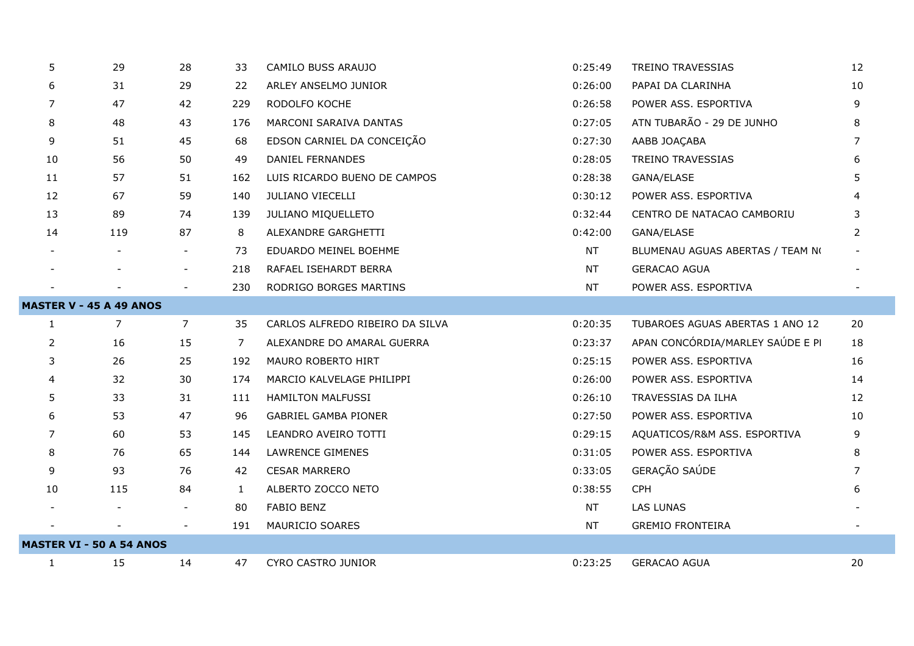| | | | | | | | |
|---|---|---|---|---|---|---|---|
| 5 | 29 | 28 | 33 | CAMILO BUSS ARAUJO | 0:25:49 | TREINO TRAVESSIAS | 12 |
| 6 | 31 | 29 | 22 | ARLEY ANSELMO JUNIOR | 0:26:00 | PAPAI DA CLARINHA | 10 |
| 7 | 47 | 42 | 229 | RODOLFO KOCHE | 0:26:58 | POWER ASS. ESPORTIVA | 9 |
| 8 | 48 | 43 | 176 | MARCONI SARAIVA DANTAS | 0:27:05 | ATN TUBARÃO - 29 DE JUNHO | 8 |
| 9 | 51 | 45 | 68 | EDSON CARNIEL DA CONCEIÇÃO | 0:27:30 | AABB JOAÇABA | 7 |
| 10 | 56 | 50 | 49 | DANIEL FERNANDES | 0:28:05 | TREINO TRAVESSIAS | 6 |
| 11 | 57 | 51 | 162 | LUIS RICARDO BUENO DE CAMPOS | 0:28:38 | GANA/ELASE | 5 |
| 12 | 67 | 59 | 140 | JULIANO VIECELLI | 0:30:12 | POWER ASS. ESPORTIVA | 4 |
| 13 | 89 | 74 | 139 | JULIANO MIQUELLETO | 0:32:44 | CENTRO DE NATACAO CAMBORIU | 3 |
| 14 | 119 | 87 | 8 | ALEXANDRE GARGHETTI | 0:42:00 | GANA/ELASE | 2 |
| - | - | - | 73 | EDUARDO MEINEL BOEHME | NT | BLUMENAU AGUAS ABERTAS / TEAM N( | - |
| - | - | - | 218 | RAFAEL ISEHARDT BERRA | NT | GERACAO AGUA | - |
| - | - | - | 230 | RODRIGO BORGES MARTINS | NT | POWER ASS. ESPORTIVA | - |
| **MASTER V - 45 A 49 ANOS** | | | | | | | |
| 1 | 7 | 7 | 35 | CARLOS ALFREDO RIBEIRO DA SILVA | 0:20:35 | TUBAROES AGUAS ABERTAS 1 ANO 12 | 20 |
| 2 | 16 | 15 | 7 | ALEXANDRE DO AMARAL GUERRA | 0:23:37 | APAN CONCÓRDIA/MARLEY SAÚDE E PI | 18 |
| 3 | 26 | 25 | 192 | MAURO ROBERTO HIRT | 0:25:15 | POWER ASS. ESPORTIVA | 16 |
| 4 | 32 | 30 | 174 | MARCIO KALVELAGE PHILIPPI | 0:26:00 | POWER ASS. ESPORTIVA | 14 |
| 5 | 33 | 31 | 111 | HAMILTON MALFUSSI | 0:26:10 | TRAVESSIAS DA ILHA | 12 |
| 6 | 53 | 47 | 96 | GABRIEL GAMBA PIONER | 0:27:50 | POWER ASS. ESPORTIVA | 10 |
| 7 | 60 | 53 | 145 | LEANDRO AVEIRO TOTTI | 0:29:15 | AQUATICOS/R&M ASS. ESPORTIVA | 9 |
| 8 | 76 | 65 | 144 | LAWRENCE GIMENES | 0:31:05 | POWER ASS. ESPORTIVA | 8 |
| 9 | 93 | 76 | 42 | CESAR MARRERO | 0:33:05 | GERAÇÃO SAÚDE | 7 |
| 10 | 115 | 84 | 1 | ALBERTO ZOCCO NETO | 0:38:55 | CPH | 6 |
| - | - | - | 80 | FABIO BENZ | NT | LAS LUNAS | - |
| - | - | - | 191 | MAURICIO SOARES | NT | GREMIO FRONTEIRA | - |
| **MASTER VI - 50 A 54 ANOS** | | | | | | | |
| 1 | 15 | 14 | 47 | CYRO CASTRO JUNIOR | 0:23:25 | GERACAO AGUA | 20 |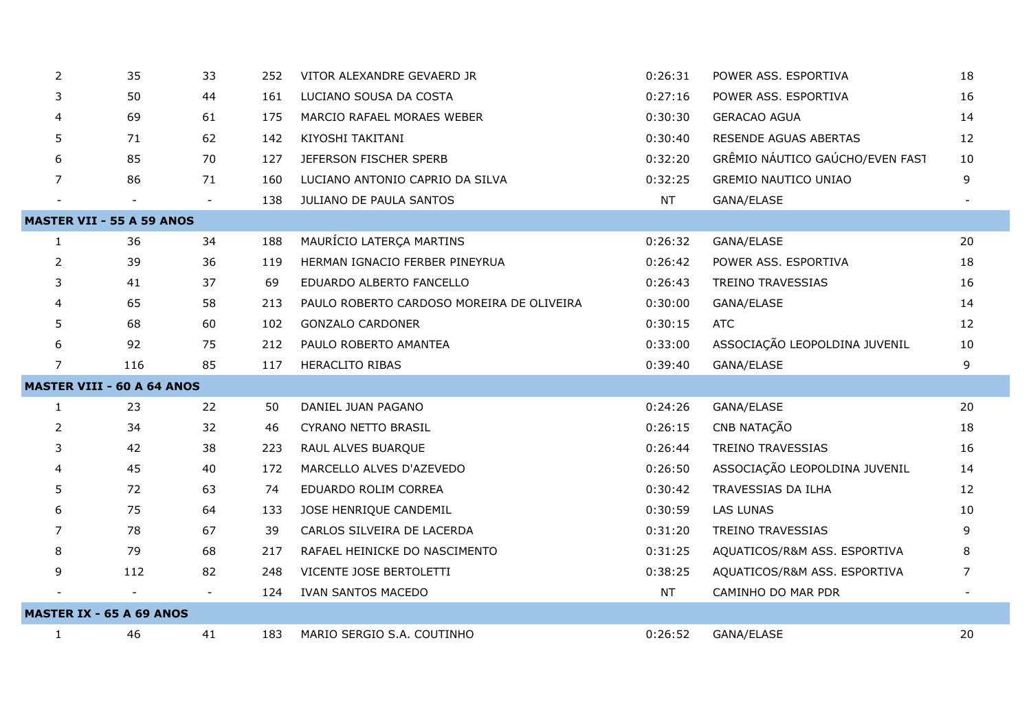| | | | | | | | |
|---|---|---|---|---|---|---|---|
| 2 | 35 | 33 | 252 | VITOR ALEXANDRE GEVAERD JR | 0:26:31 | POWER ASS. ESPORTIVA | 18 |
| 3 | 50 | 44 | 161 | LUCIANO SOUSA DA COSTA | 0:27:16 | POWER ASS. ESPORTIVA | 16 |
| 4 | 69 | 61 | 175 | MARCIO RAFAEL MORAES WEBER | 0:30:30 | GERACAO AGUA | 14 |
| 5 | 71 | 62 | 142 | KIYOSHI TAKITANI | 0:30:40 | RESENDE AGUAS ABERTAS | 12 |
| 6 | 85 | 70 | 127 | JEFERSON FISCHER SPERB | 0:32:20 | GRÊMIO NÁUTICO GAÚCHO/EVEN FAST | 10 |
| 7 | 86 | 71 | 160 | LUCIANO ANTONIO CAPRIO DA SILVA | 0:32:25 | GREMIO NAUTICO UNIAO | 9 |
| - | - | - | 138 | JULIANO DE PAULA SANTOS | NT | GANA/ELASE | - |
| **MASTER VII - 55 A 59 ANOS** | | | | | | | |
| 1 | 36 | 34 | 188 | MAURÍCIO LATERÇA MARTINS | 0:26:32 | GANA/ELASE | 20 |
| 2 | 39 | 36 | 119 | HERMAN IGNACIO FERBER PINEYRUA | 0:26:42 | POWER ASS. ESPORTIVA | 18 |
| 3 | 41 | 37 | 69 | EDUARDO ALBERTO FANCELLO | 0:26:43 | TREINO TRAVESSIAS | 16 |
| 4 | 65 | 58 | 213 | PAULO ROBERTO CARDOSO MOREIRA DE OLIVEIRA | 0:30:00 | GANA/ELASE | 14 |
| 5 | 68 | 60 | 102 | GONZALO CARDONER | 0:30:15 | ATC | 12 |
| 6 | 92 | 75 | 212 | PAULO ROBERTO AMANTEA | 0:33:00 | ASSOCIAÇÃO LEOPOLDINA JUVENIL | 10 |
| 7 | 116 | 85 | 117 | HERACLITO RIBAS | 0:39:40 | GANA/ELASE | 9 |
| **MASTER VIII - 60 A 64 ANOS** | | | | | | | |
| 1 | 23 | 22 | 50 | DANIEL JUAN PAGANO | 0:24:26 | GANA/ELASE | 20 |
| 2 | 34 | 32 | 46 | CYRANO NETTO BRASIL | 0:26:15 | CNB NATAÇÃO | 18 |
| 3 | 42 | 38 | 223 | RAUL ALVES BUARQUE | 0:26:44 | TREINO TRAVESSIAS | 16 |
| 4 | 45 | 40 | 172 | MARCELLO ALVES D'AZEVEDO | 0:26:50 | ASSOCIAÇÃO LEOPOLDINA JUVENIL | 14 |
| 5 | 72 | 63 | 74 | EDUARDO ROLIM CORREA | 0:30:42 | TRAVESSIAS DA ILHA | 12 |
| 6 | 75 | 64 | 133 | JOSE HENRIQUE CANDEMIL | 0:30:59 | LAS LUNAS | 10 |
| 7 | 78 | 67 | 39 | CARLOS SILVEIRA DE LACERDA | 0:31:20 | TREINO TRAVESSIAS | 9 |
| 8 | 79 | 68 | 217 | RAFAEL HEINICKE DO NASCIMENTO | 0:31:25 | AQUATICOS/R&M ASS. ESPORTIVA | 8 |
| 9 | 112 | 82 | 248 | VICENTE JOSE BERTOLETTI | 0:38:25 | AQUATICOS/R&M ASS. ESPORTIVA | 7 |
| - | - | - | 124 | IVAN SANTOS MACEDO | NT | CAMINHO DO MAR PDR | - |
| **MASTER IX - 65 A 69 ANOS** | | | | | | | |
| 1 | 46 | 41 | 183 | MARIO SERGIO S.A. COUTINHO | 0:26:52 | GANA/ELASE | 20 |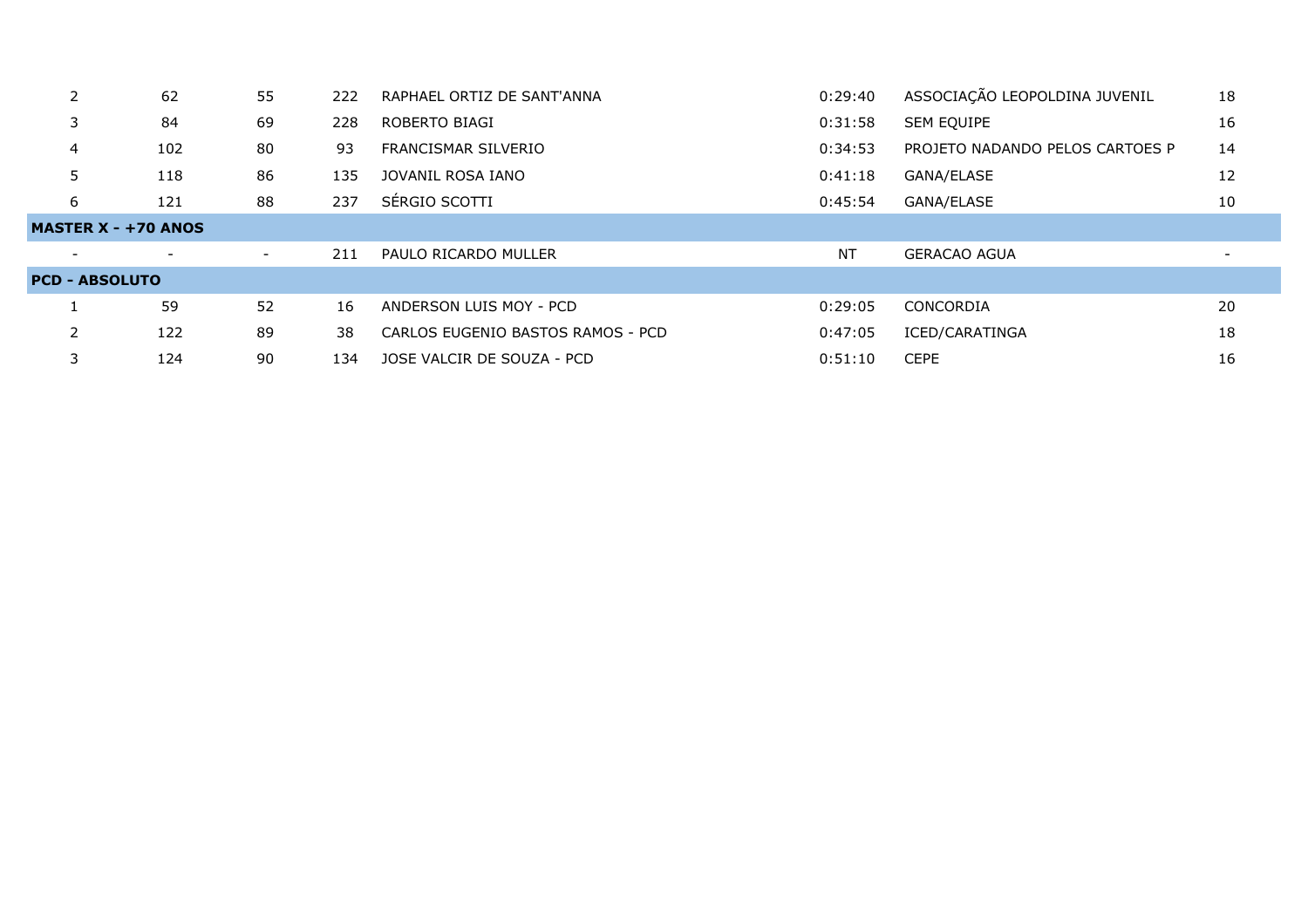| | | | | | | | |
|---|---|---|---|---|---|---|---|
| 2 | 62 | 55 | 222 | RAPHAEL ORTIZ DE SANT'ANNA | 0:29:40 | ASSOCIAÇÃO LEOPOLDINA JUVENIL | 18 |
| 3 | 84 | 69 | 228 | ROBERTO BIAGI | 0:31:58 | SEM EQUIPE | 16 |
| 4 | 102 | 80 | 93 | FRANCISMAR SILVERIO | 0:34:53 | PROJETO NADANDO PELOS CARTOES P | 14 |
| 5 | 118 | 86 | 135 | JOVANIL ROSA IANO | 0:41:18 | GANA/ELASE | 12 |
| 6 | 121 | 88 | 237 | SÉRGIO SCOTTI | 0:45:54 | GANA/ELASE | 10 |
| **MASTER X - +70 ANOS** | | | | | | | |
| - | - | - | 211 | PAULO RICARDO MULLER | NT | GERACAO AGUA | - |
| **PCD - ABSOLUTO** | | | | | | | |
| 1 | 59 | 52 | 16 | ANDERSON LUIS MOY - PCD | 0:29:05 | CONCORDIA | 20 |
| 2 | 122 | 89 | 38 | CARLOS EUGENIO BASTOS RAMOS - PCD | 0:47:05 | ICED/CARATINGA | 18 |
| 3 | 124 | 90 | 134 | JOSE VALCIR DE SOUZA - PCD | 0:51:10 | CEPE | 16 |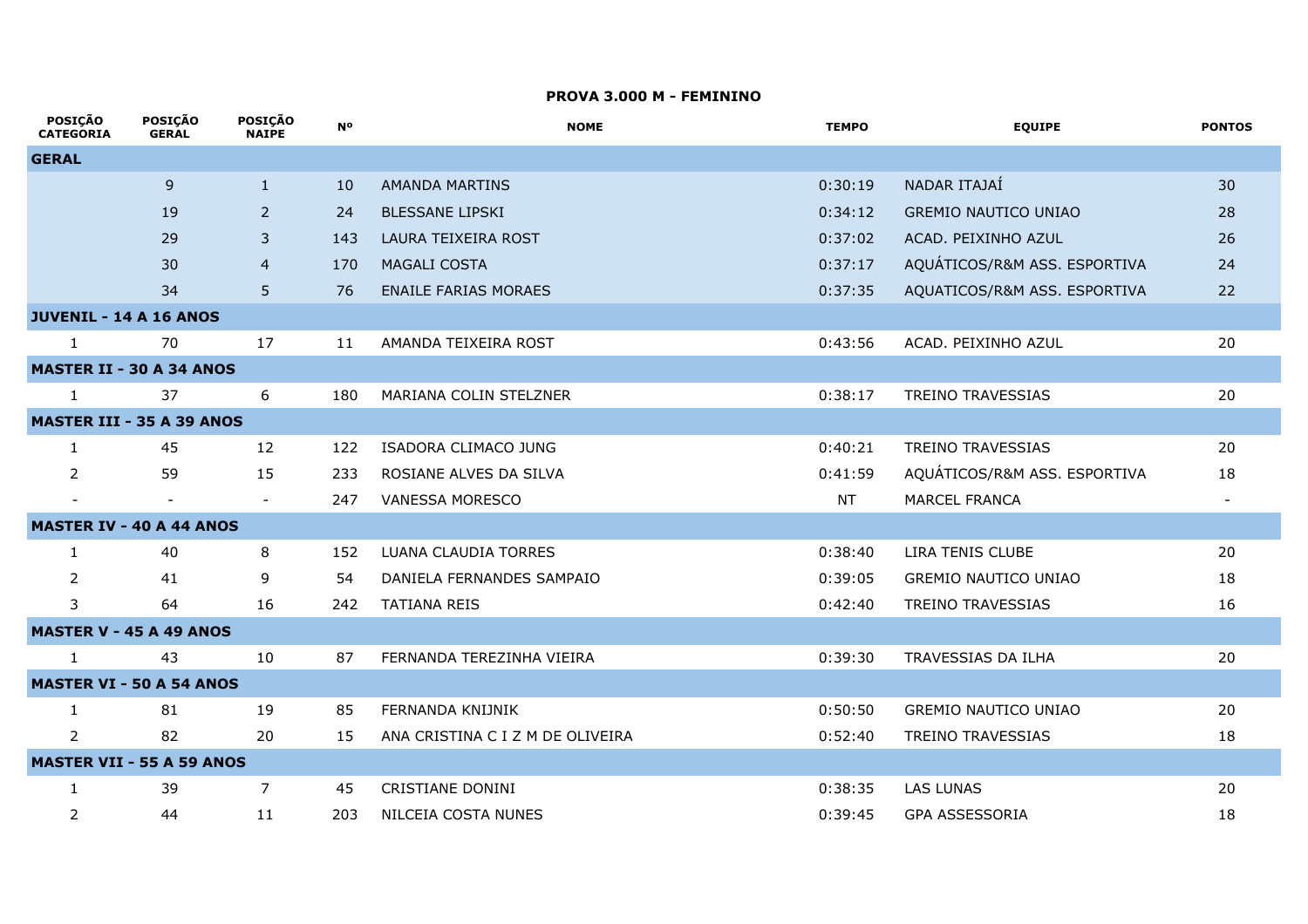## PROVA 3.000 M - FEMININO

| POSIÇÃO CATEGORIA | POSIÇÃO GERAL | POSIÇÃO NAIPE | Nº | NOME | TEMPO | EQUIPE | PONTOS |
|---|---|---|---|---|---|---|---|
| **GERAL** | | | | | | | |
| | 9 | 1 | 10 | AMANDA MARTINS | 0:30:19 | NADAR ITAJAÍ | 30 |
| | 19 | 2 | 24 | BLESSANE LIPSKI | 0:34:12 | GREMIO NAUTICO UNIAO | 28 |
| | 29 | 3 | 143 | LAURA TEIXEIRA ROST | 0:37:02 | ACAD. PEIXINHO AZUL | 26 |
| | 30 | 4 | 170 | MAGALI COSTA | 0:37:17 | AQUÁTICOS/R&M ASS. ESPORTIVA | 24 |
| | 34 | 5 | 76 | ENAILE FARIAS MORAES | 0:37:35 | AQUATICOS/R&M ASS. ESPORTIVA | 22 |
| **JUVENIL - 14 A 16 ANOS** | | | | | | | |
| 1 | 70 | 17 | 11 | AMANDA TEIXEIRA ROST | 0:43:56 | ACAD. PEIXINHO AZUL | 20 |
| **MASTER II - 30 A 34 ANOS** | | | | | | | |
| 1 | 37 | 6 | 180 | MARIANA COLIN STELZNER | 0:38:17 | TREINO TRAVESSIAS | 20 |
| **MASTER III - 35 A 39 ANOS** | | | | | | | |
| 1 | 45 | 12 | 122 | ISADORA CLIMACO JUNG | 0:40:21 | TREINO TRAVESSIAS | 20 |
| 2 | 59 | 15 | 233 | ROSIANE ALVES DA SILVA | 0:41:59 | AQUÁTICOS/R&M ASS. ESPORTIVA | 18 |
| - | - | - | 247 | VANESSA MORESCO | NT | MARCEL FRANCA | - |
| **MASTER IV - 40 A 44 ANOS** | | | | | | | |
| 1 | 40 | 8 | 152 | LUANA CLAUDIA TORRES | 0:38:40 | LIRA TENIS CLUBE | 20 |
| 2 | 41 | 9 | 54 | DANIELA FERNANDES SAMPAIO | 0:39:05 | GREMIO NAUTICO UNIAO | 18 |
| 3 | 64 | 16 | 242 | TATIANA REIS | 0:42:40 | TREINO TRAVESSIAS | 16 |
| **MASTER V - 45 A 49 ANOS** | | | | | | | |
| 1 | 43 | 10 | 87 | FERNANDA TEREZINHA VIEIRA | 0:39:30 | TRAVESSIAS DA ILHA | 20 |
| **MASTER VI - 50 A 54 ANOS** | | | | | | | |
| 1 | 81 | 19 | 85 | FERNANDA KNIJNIK | 0:50:50 | GREMIO NAUTICO UNIAO | 20 |
| 2 | 82 | 20 | 15 | ANA CRISTINA C I Z M DE OLIVEIRA | 0:52:40 | TREINO TRAVESSIAS | 18 |
| **MASTER VII - 55 A 59 ANOS** | | | | | | | |
| 1 | 39 | 7 | 45 | CRISTIANE DONINI | 0:38:35 | LAS LUNAS | 20 |
| 2 | 44 | 11 | 203 | NILCEIA COSTA NUNES | 0:39:45 | GPA ASSESSORIA | 18 |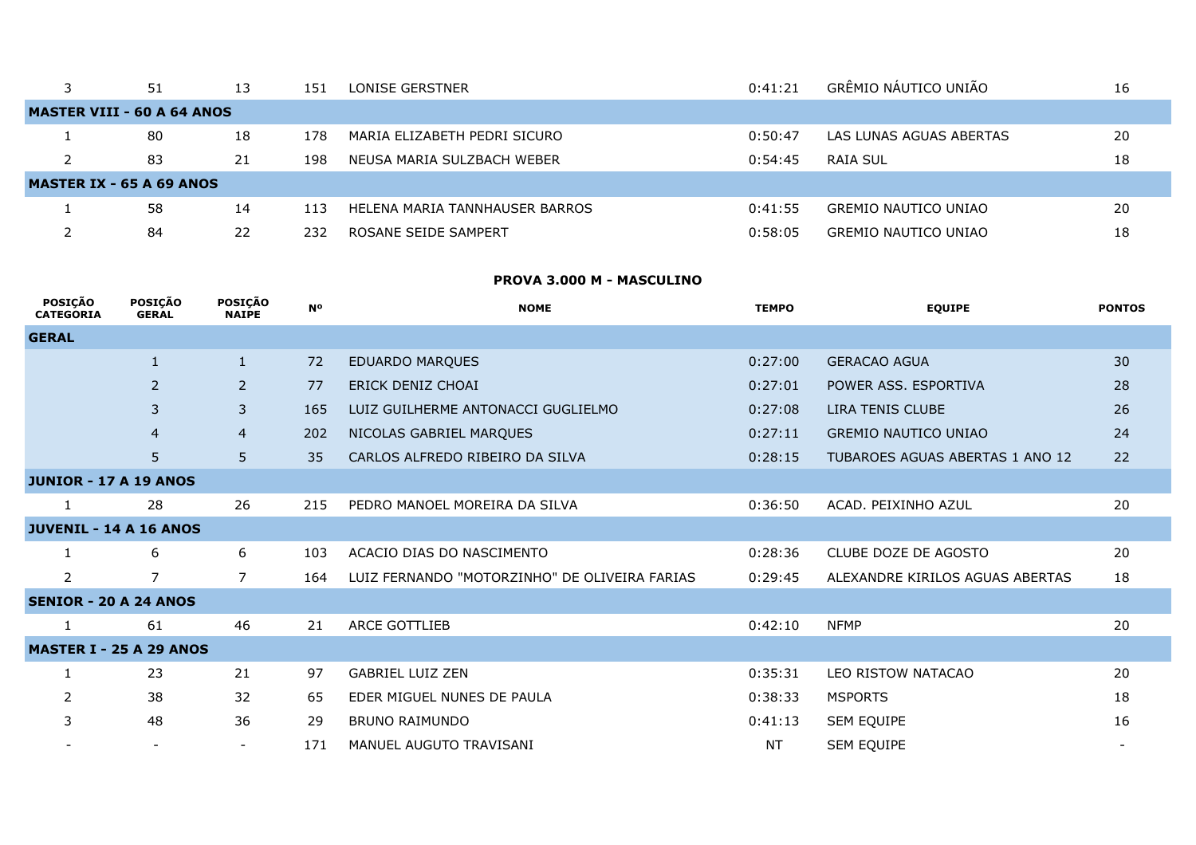| | | | | | | | |
|---|---|---|---|---|---|---|---|
| 3 | 51 | 13 | 151 | LONISE GERSTNER | 0:41:21 | GRÊMIO NÁUTICO UNIÃO | 16 |
| **MASTER VIII - 60 A 64 ANOS** | | | | | | | |
| 1 | 80 | 18 | 178 | MARIA ELIZABETH PEDRI SICURO | 0:50:47 | LAS LUNAS AGUAS ABERTAS | 20 |
| 2 | 83 | 21 | 198 | NEUSA MARIA SULZBACH WEBER | 0:54:45 | RAIA SUL | 18 |
| **MASTER IX - 65 A 69 ANOS** | | | | | | | |
| 1 | 58 | 14 | 113 | HELENA MARIA TANNHAUSER BARROS | 0:41:55 | GREMIO NAUTICO UNIAO | 20 |
| 2 | 84 | 22 | 232 | ROSANE SEIDE SAMPERT | 0:58:05 | GREMIO NAUTICO UNIAO | 18 |

## PROVA 3.000 M - MASCULINO

| POSIÇÃO CATEGORIA | POSIÇÃO GERAL | POSIÇÃO NAIPE | Nº | NOME | TEMPO | EQUIPE | PONTOS |
|---|---|---|---|---|---|---|---|
| **GERAL** | | | | | | | |
| | 1 | 1 | 72 | EDUARDO MARQUES | 0:27:00 | GERACAO AGUA | 30 |
| | 2 | 2 | 77 | ERICK DENIZ CHOAI | 0:27:01 | POWER ASS. ESPORTIVA | 28 |
| | 3 | 3 | 165 | LUIZ GUILHERME ANTONACCI GUGLIELMO | 0:27:08 | LIRA TENIS CLUBE | 26 |
| | 4 | 4 | 202 | NICOLAS GABRIEL MARQUES | 0:27:11 | GREMIO NAUTICO UNIAO | 24 |
| | 5 | 5 | 35 | CARLOS ALFREDO RIBEIRO DA SILVA | 0:28:15 | TUBAROES AGUAS ABERTAS 1 ANO 12 | 22 |
| **JUNIOR - 17 A 19 ANOS** | | | | | | | |
| 1 | 28 | 26 | 215 | PEDRO MANOEL MOREIRA DA SILVA | 0:36:50 | ACAD. PEIXINHO AZUL | 20 |
| **JUVENIL - 14 A 16 ANOS** | | | | | | | |
| 1 | 6 | 6 | 103 | ACACIO DIAS DO NASCIMENTO | 0:28:36 | CLUBE DOZE DE AGOSTO | 20 |
| 2 | 7 | 7 | 164 | LUIZ FERNANDO "MOTORZINHO" DE OLIVEIRA FARIAS | 0:29:45 | ALEXANDRE KIRILOS AGUAS ABERTAS | 18 |
| **SENIOR - 20 A 24 ANOS** | | | | | | | |
| 1 | 61 | 46 | 21 | ARCE GOTTLIEB | 0:42:10 | NFMP | 20 |
| **MASTER I - 25 A 29 ANOS** | | | | | | | |
| 1 | 23 | 21 | 97 | GABRIEL LUIZ ZEN | 0:35:31 | LEO RISTOW NATACAO | 20 |
| 2 | 38 | 32 | 65 | EDER MIGUEL NUNES DE PAULA | 0:38:33 | MSPORTS | 18 |
| 3 | 48 | 36 | 29 | BRUNO RAIMUNDO | 0:41:13 | SEM EQUIPE | 16 |
| - | - | - | 171 | MANUEL AUGUTO TRAVISANI | NT | SEM EQUIPE | - |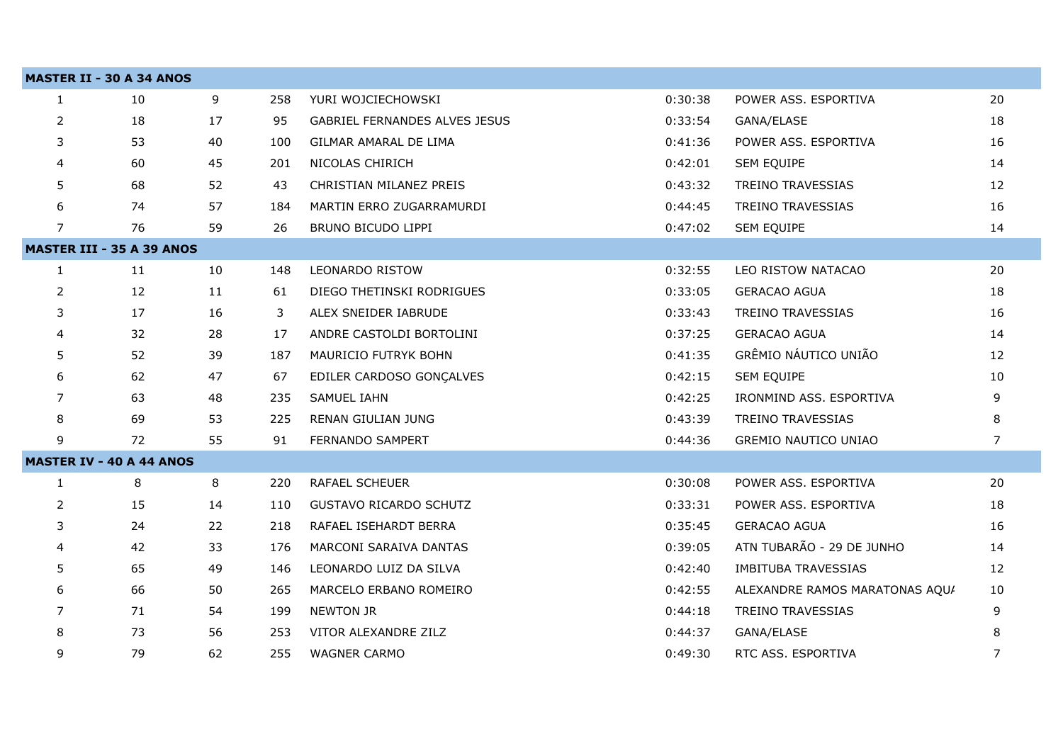| | | | | | | | |
|---|---|---|---|---|---|---|---|
| **MASTER II - 30 A 34 ANOS** | | | | | | | |
| 1 | 10 | 9 | 258 | YURI WOJCIECHOWSKI | 0:30:38 | POWER ASS. ESPORTIVA | 20 |
| 2 | 18 | 17 | 95 | GABRIEL FERNANDES ALVES JESUS | 0:33:54 | GANA/ELASE | 18 |
| 3 | 53 | 40 | 100 | GILMAR AMARAL DE LIMA | 0:41:36 | POWER ASS. ESPORTIVA | 16 |
| 4 | 60 | 45 | 201 | NICOLAS CHIRICH | 0:42:01 | SEM EQUIPE | 14 |
| 5 | 68 | 52 | 43 | CHRISTIAN MILANEZ PREIS | 0:43:32 | TREINO TRAVESSIAS | 12 |
| 6 | 74 | 57 | 184 | MARTIN ERRO ZUGARRAMURDI | 0:44:45 | TREINO TRAVESSIAS | 16 |
| 7 | 76 | 59 | 26 | BRUNO BICUDO LIPPI | 0:47:02 | SEM EQUIPE | 14 |
| **MASTER III - 35 A 39 ANOS** | | | | | | | |
| 1 | 11 | 10 | 148 | LEONARDO RISTOW | 0:32:55 | LEO RISTOW NATACAO | 20 |
| 2 | 12 | 11 | 61 | DIEGO THETINSKI RODRIGUES | 0:33:05 | GERACAO AGUA | 18 |
| 3 | 17 | 16 | 3 | ALEX SNEIDER IABRUDE | 0:33:43 | TREINO TRAVESSIAS | 16 |
| 4 | 32 | 28 | 17 | ANDRE CASTOLDI BORTOLINI | 0:37:25 | GERACAO AGUA | 14 |
| 5 | 52 | 39 | 187 | MAURICIO FUTRYK BOHN | 0:41:35 | GRÊMIO NÁUTICO UNIÃO | 12 |
| 6 | 62 | 47 | 67 | EDILER CARDOSO GONÇALVES | 0:42:15 | SEM EQUIPE | 10 |
| 7 | 63 | 48 | 235 | SAMUEL IAHN | 0:42:25 | IRONMIND ASS. ESPORTIVA | 9 |
| 8 | 69 | 53 | 225 | RENAN GIULIAN JUNG | 0:43:39 | TREINO TRAVESSIAS | 8 |
| 9 | 72 | 55 | 91 | FERNANDO SAMPERT | 0:44:36 | GREMIO NAUTICO UNIAO | 7 |
| **MASTER IV - 40 A 44 ANOS** | | | | | | | |
| 1 | 8 | 8 | 220 | RAFAEL SCHEUER | 0:30:08 | POWER ASS. ESPORTIVA | 20 |
| 2 | 15 | 14 | 110 | GUSTAVO RICARDO SCHUTZ | 0:33:31 | POWER ASS. ESPORTIVA | 18 |
| 3 | 24 | 22 | 218 | RAFAEL ISEHARDT BERRA | 0:35:45 | GERACAO AGUA | 16 |
| 4 | 42 | 33 | 176 | MARCONI SARAIVA DANTAS | 0:39:05 | ATN TUBARÃO - 29 DE JUNHO | 14 |
| 5 | 65 | 49 | 146 | LEONARDO LUIZ DA SILVA | 0:42:40 | IMBITUBA TRAVESSIAS | 12 |
| 6 | 66 | 50 | 265 | MARCELO ERBANO ROMEIRO | 0:42:55 | ALEXANDRE RAMOS MARATONAS AQU/ | 10 |
| 7 | 71 | 54 | 199 | NEWTON JR | 0:44:18 | TREINO TRAVESSIAS | 9 |
| 8 | 73 | 56 | 253 | VITOR ALEXANDRE ZILZ | 0:44:37 | GANA/ELASE | 8 |
| 9 | 79 | 62 | 255 | WAGNER CARMO | 0:49:30 | RTC ASS. ESPORTIVA | 7 |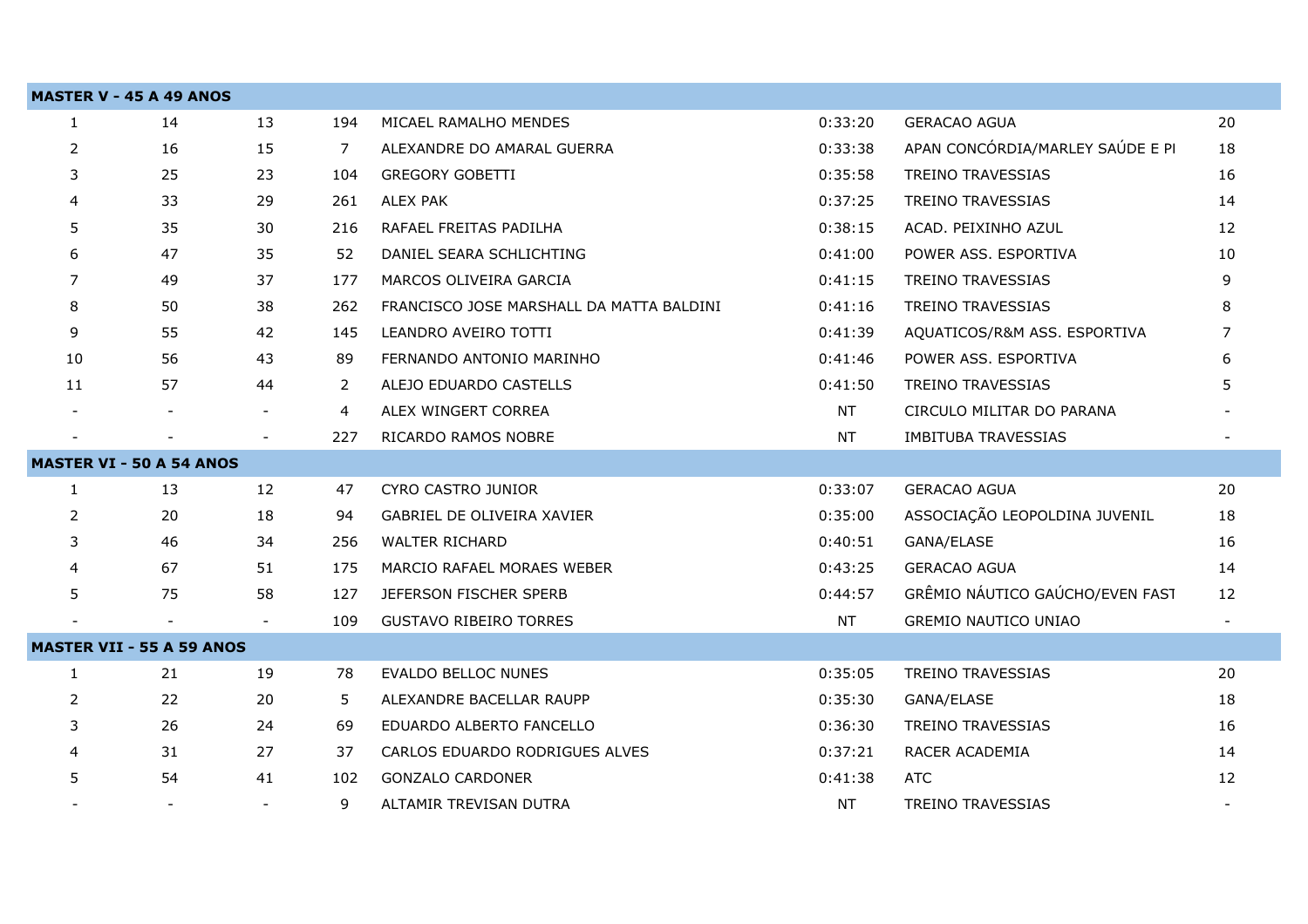| | | | | | | | |
|---|---|---|---|---|---|---|---|
| **MASTER V - 45 A 49 ANOS** | | | | | | | |
| 1 | 14 | 13 | 194 | MICAEL RAMALHO MENDES | 0:33:20 | GERACAO AGUA | 20 |
| 2 | 16 | 15 | 7 | ALEXANDRE DO AMARAL GUERRA | 0:33:38 | APAN CONCÓRDIA/MARLEY SAÚDE E PI | 18 |
| 3 | 25 | 23 | 104 | GREGORY GOBETTI | 0:35:58 | TREINO TRAVESSIAS | 16 |
| 4 | 33 | 29 | 261 | ALEX PAK | 0:37:25 | TREINO TRAVESSIAS | 14 |
| 5 | 35 | 30 | 216 | RAFAEL FREITAS PADILHA | 0:38:15 | ACAD. PEIXINHO AZUL | 12 |
| 6 | 47 | 35 | 52 | DANIEL SEARA SCHLICHTING | 0:41:00 | POWER ASS. ESPORTIVA | 10 |
| 7 | 49 | 37 | 177 | MARCOS OLIVEIRA GARCIA | 0:41:15 | TREINO TRAVESSIAS | 9 |
| 8 | 50 | 38 | 262 | FRANCISCO JOSE MARSHALL DA MATTA BALDINI | 0:41:16 | TREINO TRAVESSIAS | 8 |
| 9 | 55 | 42 | 145 | LEANDRO AVEIRO TOTTI | 0:41:39 | AQUATICOS/R&M ASS. ESPORTIVA | 7 |
| 10 | 56 | 43 | 89 | FERNANDO ANTONIO MARINHO | 0:41:46 | POWER ASS. ESPORTIVA | 6 |
| 11 | 57 | 44 | 2 | ALEJO EDUARDO CASTELLS | 0:41:50 | TREINO TRAVESSIAS | 5 |
| - | - | - | 4 | ALEX WINGERT CORREA | NT | CIRCULO MILITAR DO PARANA | - |
| - | - | - | 227 | RICARDO RAMOS NOBRE | NT | IMBITUBA TRAVESSIAS | - |
| **MASTER VI - 50 A 54 ANOS** | | | | | | | |
| 1 | 13 | 12 | 47 | CYRO CASTRO JUNIOR | 0:33:07 | GERACAO AGUA | 20 |
| 2 | 20 | 18 | 94 | GABRIEL DE OLIVEIRA XAVIER | 0:35:00 | ASSOCIAÇÃO LEOPOLDINA JUVENIL | 18 |
| 3 | 46 | 34 | 256 | WALTER RICHARD | 0:40:51 | GANA/ELASE | 16 |
| 4 | 67 | 51 | 175 | MARCIO RAFAEL MORAES WEBER | 0:43:25 | GERACAO AGUA | 14 |
| 5 | 75 | 58 | 127 | JEFERSON FISCHER SPERB | 0:44:57 | GRÊMIO NÁUTICO GAÚCHO/EVEN FAST | 12 |
| - | - | - | 109 | GUSTAVO RIBEIRO TORRES | NT | GREMIO NAUTICO UNIAO | - |
| **MASTER VII - 55 A 59 ANOS** | | | | | | | |
| 1 | 21 | 19 | 78 | EVALDO BELLOC NUNES | 0:35:05 | TREINO TRAVESSIAS | 20 |
| 2 | 22 | 20 | 5 | ALEXANDRE BACELLAR RAUPP | 0:35:30 | GANA/ELASE | 18 |
| 3 | 26 | 24 | 69 | EDUARDO ALBERTO FANCELLO | 0:36:30 | TREINO TRAVESSIAS | 16 |
| 4 | 31 | 27 | 37 | CARLOS EDUARDO RODRIGUES ALVES | 0:37:21 | RACER ACADEMIA | 14 |
| 5 | 54 | 41 | 102 | GONZALO CARDONER | 0:41:38 | ATC | 12 |
| - | - | - | 9 | ALTAMIR TREVISAN DUTRA | NT | TREINO TRAVESSIAS | - |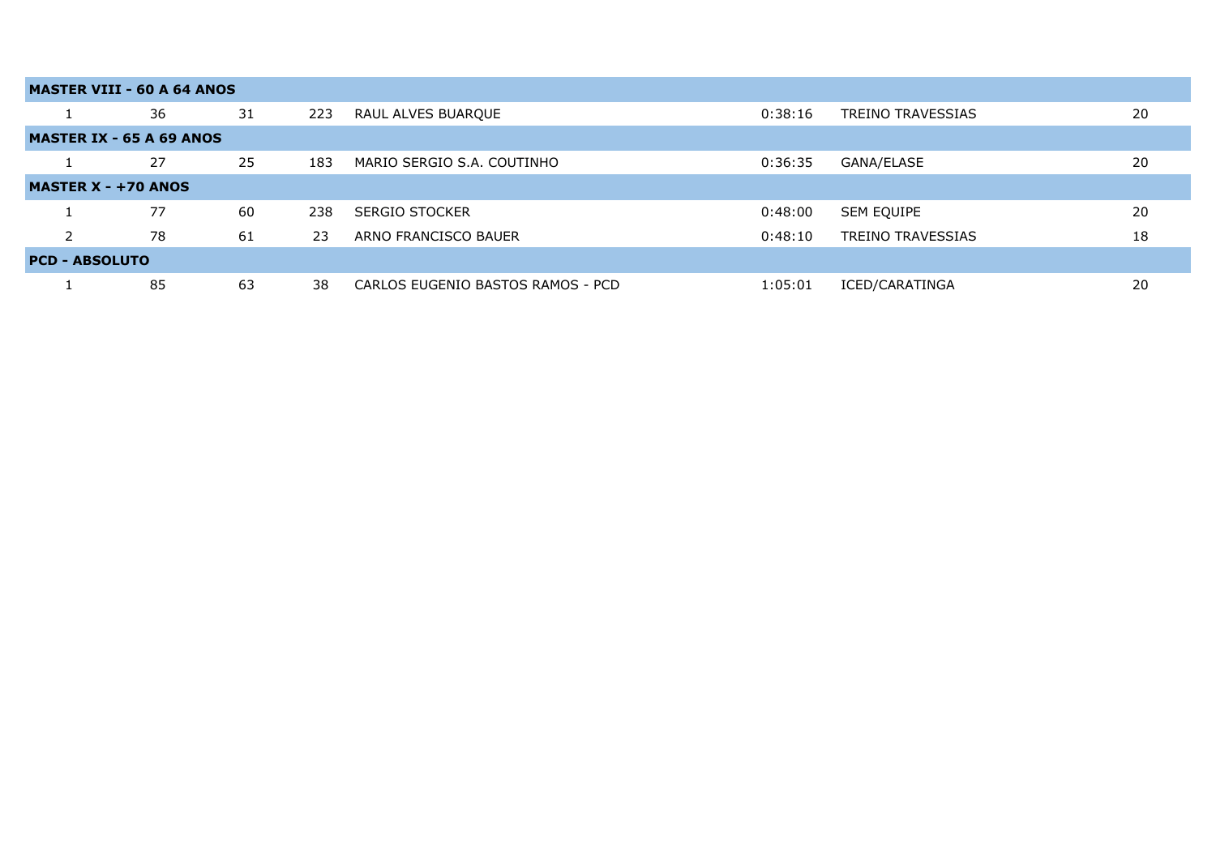| | | | | | | | |
|---|---|---|---|---|---|---|---|
| **MASTER VIII - 60 A 64 ANOS** | | | | | | | |
| 1 | 36 | 31 | 223 | RAUL ALVES BUARQUE | 0:38:16 | TREINO TRAVESSIAS | 20 |
| **MASTER IX - 65 A 69 ANOS** | | | | | | | |
| 1 | 27 | 25 | 183 | MARIO SERGIO S.A. COUTINHO | 0:36:35 | GANA/ELASE | 20 |
| **MASTER X - +70 ANOS** | | | | | | | |
| 1 | 77 | 60 | 238 | SERGIO STOCKER | 0:48:00 | SEM EQUIPE | 20 |
| 2 | 78 | 61 | 23 | ARNO FRANCISCO BAUER | 0:48:10 | TREINO TRAVESSIAS | 18 |
| **PCD - ABSOLUTO** | | | | | | | |
| 1 | 85 | 63 | 38 | CARLOS EUGENIO BASTOS RAMOS - PCD | 1:05:01 | ICED/CARATINGA | 20 |